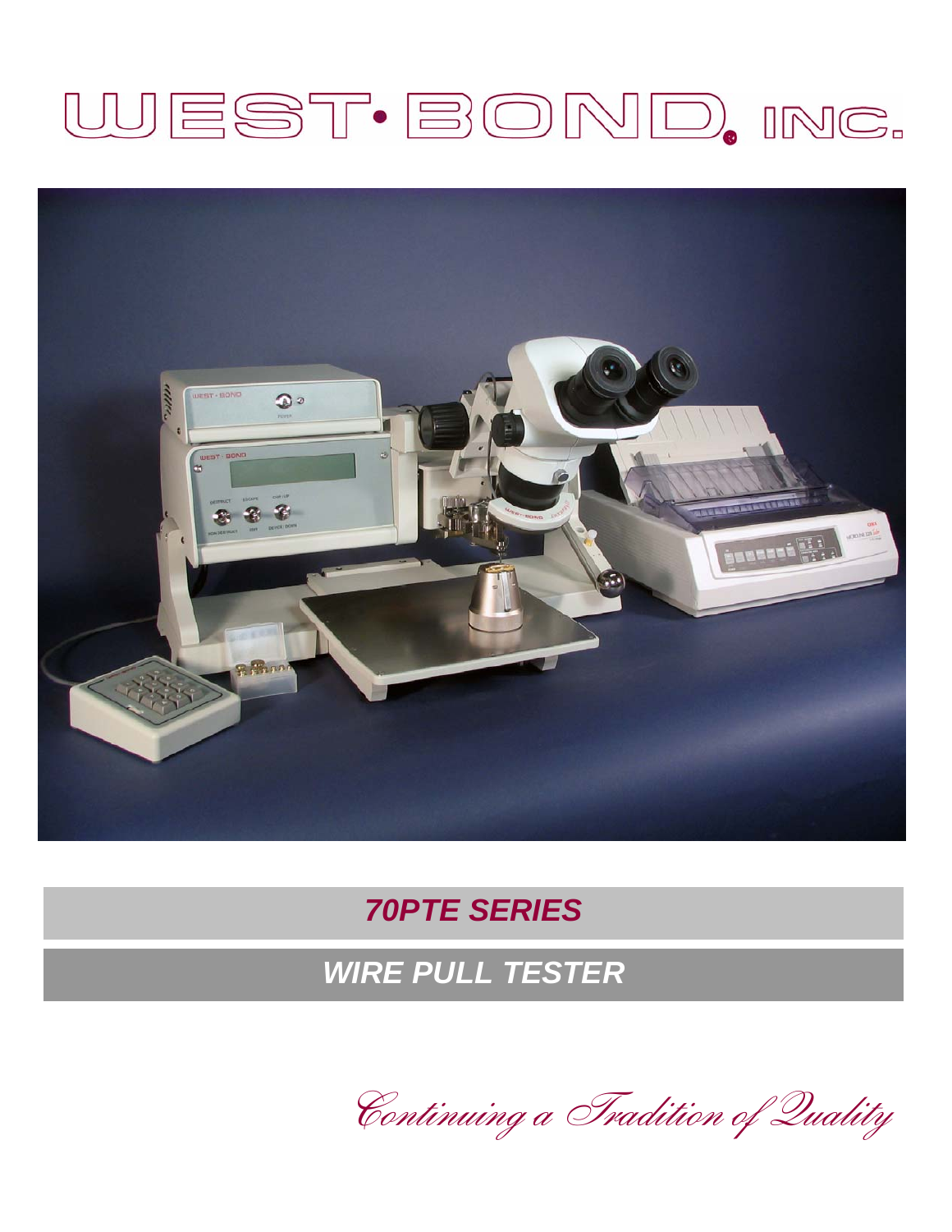# WEST·BOND, INC.

## *70PTE SERIES*

## *WIRE PULL TESTER*

*Continuing a Tradition of Quality*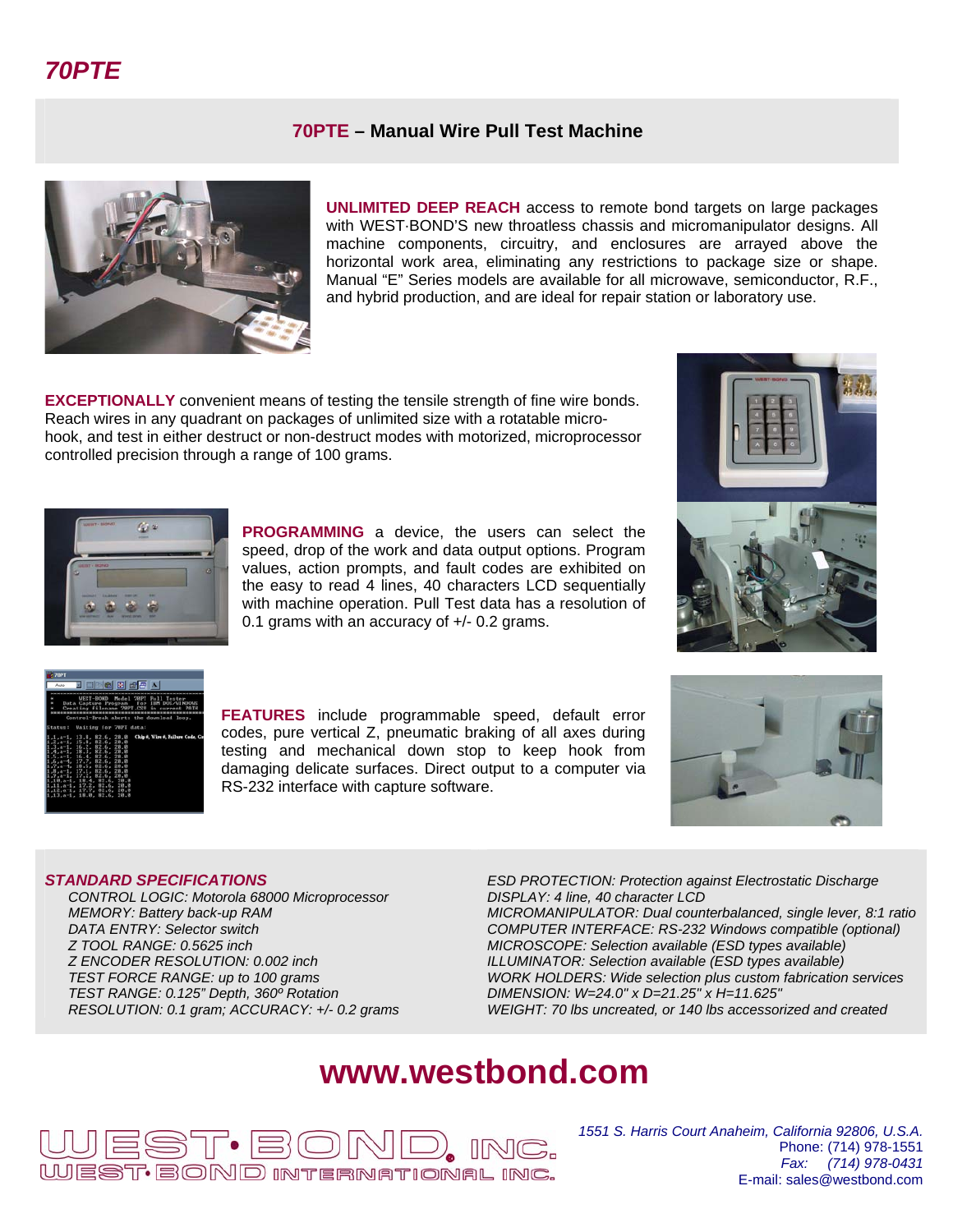# 70PTE

## 70PTE – Manual Wire Pull Test Machine

**UNLIMITED DEEP REACH** access to remote bond targets on large packages with WEST·BOND'S new throatless chassis and micromanipulator designs. All machine components, circuitry, and enclosures are arrayed above the horizontal work area, eliminating any restrictions to package size or shape. Manual "E" Series models are available for all microwave, semiconductor, R.F., and hybrid production, and are ideal for repair station or laboratory use.

**EXCEPTIONALLY** convenient means of testing the tensile strength of fine wire bonds. Reach wires in any quadrant on packages of unlimited size with a rotatable micro-hook, and test in either destruct or non-destruct modes with motorized, microprocessor controlled precision through a range of 100 grams.

**PROGRAMMING** a device, the users can select the speed, drop of the work and data output options. Program values, action prompts, and fault codes are exhibited on the easy to read 4 lines, 40 characters LCD sequentially with machine operation. Pull Test data has a resolution of 0.1 grams with an accuracy of +/- 0.2 grams.

**FEATURES** include programmable speed, default error codes, pure vertical Z, pneumatic braking of all axes during testing and mechanical down stop to keep hook from damaging delicate surfaces. Direct output to a computer via RS-232 interface with capture software.

### *STANDARD SPECIFICATIONS*

*CONTROL LOGIC: Motorola 68000 Microprocessor*
*MEMORY: Battery back-up RAM*
*DATA ENTRY: Selector switch*
*Z TOOL RANGE: 0.5625 inch*
*Z ENCODER RESOLUTION: 0.002 inch*
*TEST FORCE RANGE: up to 100 grams*
*TEST RANGE: 0.125" Depth, 360º Rotation*
*RESOLUTION: 0.1 gram; ACCURACY: +/- 0.2 grams*
*ESD PROTECTION: Protection against Electrostatic Discharge*
*DISPLAY: 4 line, 40 character LCD*
*MICROMANIPULATOR: Dual counterbalanced, single lever, 8:1 ratio*
*COMPUTER INTERFACE: RS-232 Windows compatible (optional)*
*MICROSCOPE: Selection available (ESD types available)*
*ILLUMINATOR: Selection available (ESD types available)*
*WORK HOLDERS: Wide selection plus custom fabrication services*
*DIMENSION: W=24.0" x D=21.25" x H=11.625"*
*WEIGHT: 70 lbs uncreated, or 140 lbs accessorized and created*

## www.westbond.com

WEST·BOND, INC.
WEST·BOND INTERNATIONAL INC.

*1551 S. Harris Court Anaheim, California 92806, U.S.A.*
Phone: (714) 978-1551
*Fax: (714) 978-0431*
E-mail: sales@westbond.com